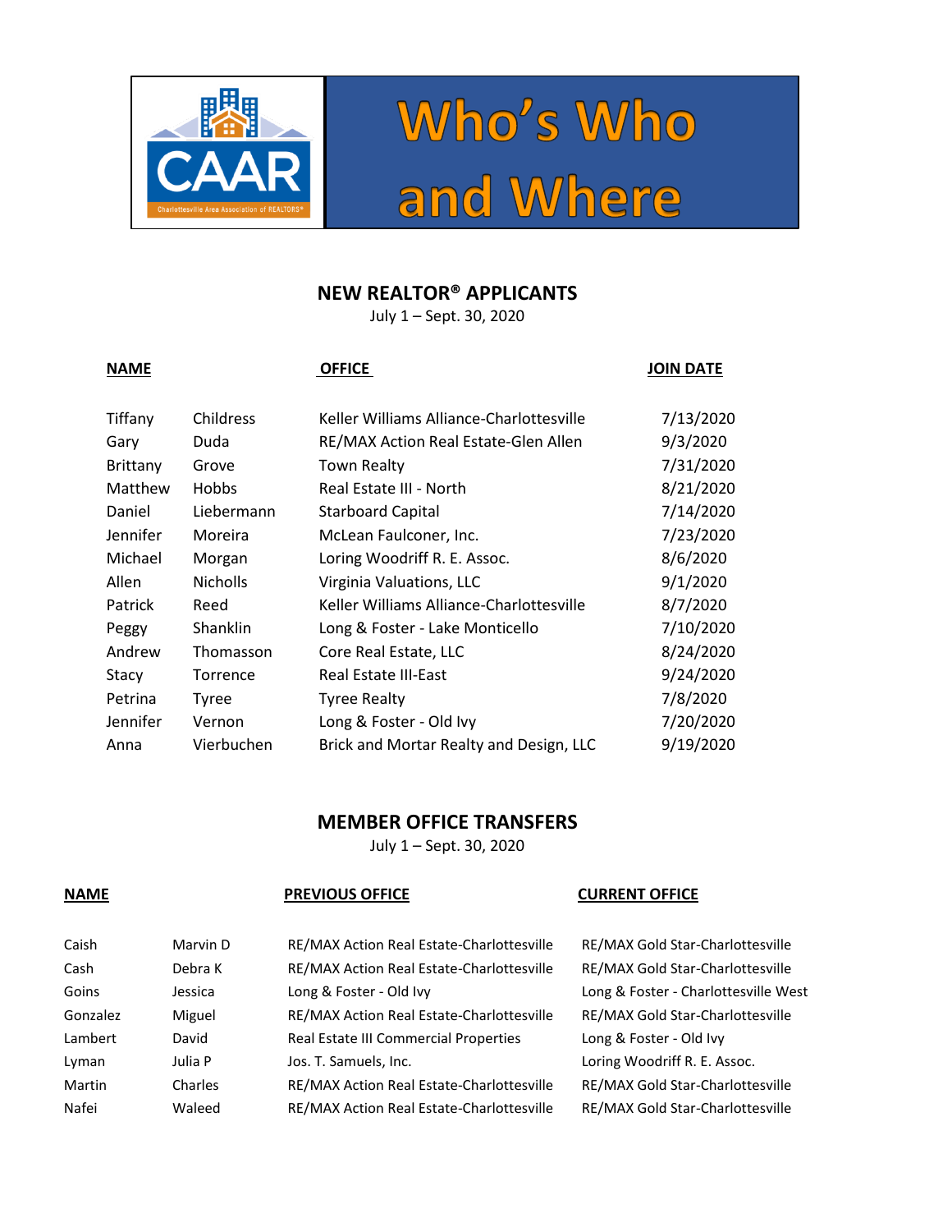# Who's Who and Where

CAAR — Charlottesville Area Association of REALTORS®

## NEW REALTOR® APPLICANTS

July 1 – Sept. 30, 2020

| NAME | | OFFICE | JOIN DATE |
|---|---|---|---|
| Tiffany | Childress | Keller Williams Alliance-Charlottesville | 7/13/2020 |
| Gary | Duda | RE/MAX Action Real Estate-Glen Allen | 9/3/2020 |
| Brittany | Grove | Town Realty | 7/31/2020 |
| Matthew | Hobbs | Real Estate III - North | 8/21/2020 |
| Daniel | Liebermann | Starboard Capital | 7/14/2020 |
| Jennifer | Moreira | McLean Faulconer, Inc. | 7/23/2020 |
| Michael | Morgan | Loring Woodriff R. E. Assoc. | 8/6/2020 |
| Allen | Nicholls | Virginia Valuations, LLC | 9/1/2020 |
| Patrick | Reed | Keller Williams Alliance-Charlottesville | 8/7/2020 |
| Peggy | Shanklin | Long & Foster - Lake Monticello | 7/10/2020 |
| Andrew | Thomasson | Core Real Estate, LLC | 8/24/2020 |
| Stacy | Torrence | Real Estate III-East | 9/24/2020 |
| Petrina | Tyree | Tyree Realty | 7/8/2020 |
| Jennifer | Vernon | Long & Foster - Old Ivy | 7/20/2020 |
| Anna | Vierbuchen | Brick and Mortar Realty and Design, LLC | 9/19/2020 |

## MEMBER OFFICE TRANSFERS

July 1 – Sept. 30, 2020

| NAME | | PREVIOUS OFFICE | CURRENT OFFICE |
|---|---|---|---|
| Caish | Marvin D | RE/MAX Action Real Estate-Charlottesville | RE/MAX Gold Star-Charlottesville |
| Cash | Debra K | RE/MAX Action Real Estate-Charlottesville | RE/MAX Gold Star-Charlottesville |
| Goins | Jessica | Long & Foster - Old Ivy | Long & Foster - Charlottesville West |
| Gonzalez | Miguel | RE/MAX Action Real Estate-Charlottesville | RE/MAX Gold Star-Charlottesville |
| Lambert | David | Real Estate III Commercial Properties | Long & Foster - Old Ivy |
| Lyman | Julia P | Jos. T. Samuels, Inc. | Loring Woodriff R. E. Assoc. |
| Martin | Charles | RE/MAX Action Real Estate-Charlottesville | RE/MAX Gold Star-Charlottesville |
| Nafei | Waleed | RE/MAX Action Real Estate-Charlottesville | RE/MAX Gold Star-Charlottesville |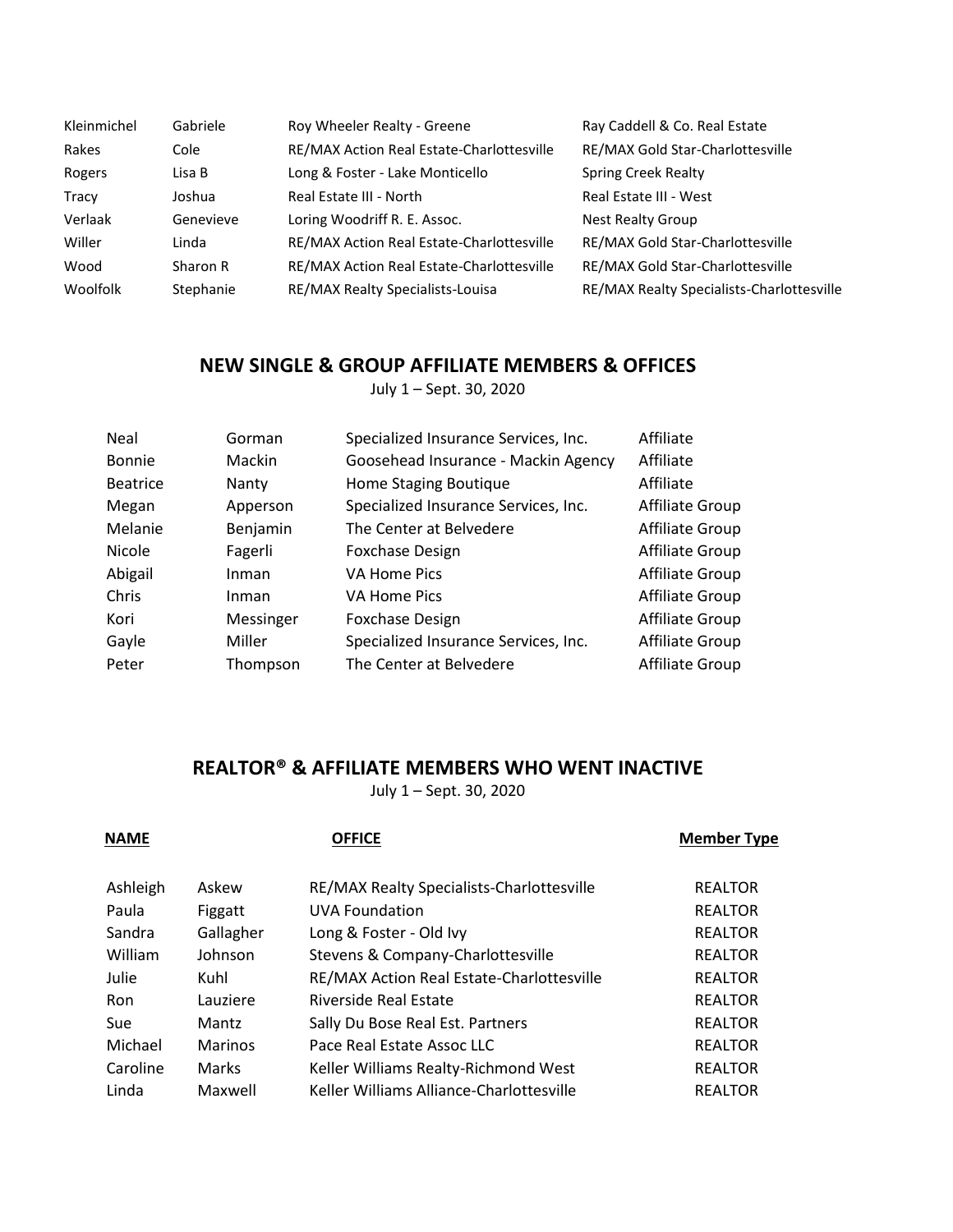| | | | |
|---|---|---|---|
| Kleinmichel | Gabriele | Roy Wheeler Realty - Greene | Ray Caddell & Co. Real Estate |
| Rakes | Cole | RE/MAX Action Real Estate-Charlottesville | RE/MAX Gold Star-Charlottesville |
| Rogers | Lisa B | Long & Foster - Lake Monticello | Spring Creek Realty |
| Tracy | Joshua | Real Estate III - North | Real Estate III - West |
| Verlaak | Genevieve | Loring Woodriff R. E. Assoc. | Nest Realty Group |
| Willer | Linda | RE/MAX Action Real Estate-Charlottesville | RE/MAX Gold Star-Charlottesville |
| Wood | Sharon R | RE/MAX Action Real Estate-Charlottesville | RE/MAX Gold Star-Charlottesville |
| Woolfolk | Stephanie | RE/MAX Realty Specialists-Louisa | RE/MAX Realty Specialists-Charlottesville |

## NEW SINGLE & GROUP AFFILIATE MEMBERS & OFFICES

July 1 – Sept. 30, 2020

| | | | |
|---|---|---|---|
| Neal | Gorman | Specialized Insurance Services, Inc. | Affiliate |
| Bonnie | Mackin | Goosehead Insurance - Mackin Agency | Affiliate |
| Beatrice | Nanty | Home Staging Boutique | Affiliate |
| Megan | Apperson | Specialized Insurance Services, Inc. | Affiliate Group |
| Melanie | Benjamin | The Center at Belvedere | Affiliate Group |
| Nicole | Fagerli | Foxchase Design | Affiliate Group |
| Abigail | Inman | VA Home Pics | Affiliate Group |
| Chris | Inman | VA Home Pics | Affiliate Group |
| Kori | Messinger | Foxchase Design | Affiliate Group |
| Gayle | Miller | Specialized Insurance Services, Inc. | Affiliate Group |
| Peter | Thompson | The Center at Belvedere | Affiliate Group |

## REALTOR® & AFFILIATE MEMBERS WHO WENT INACTIVE

July 1 – Sept. 30, 2020

| NAME | | OFFICE | Member Type |
|---|---|---|---|
| Ashleigh | Askew | RE/MAX Realty Specialists-Charlottesville | REALTOR |
| Paula | Figgatt | UVA Foundation | REALTOR |
| Sandra | Gallagher | Long & Foster - Old Ivy | REALTOR |
| William | Johnson | Stevens & Company-Charlottesville | REALTOR |
| Julie | Kuhl | RE/MAX Action Real Estate-Charlottesville | REALTOR |
| Ron | Lauziere | Riverside Real Estate | REALTOR |
| Sue | Mantz | Sally Du Bose Real Est. Partners | REALTOR |
| Michael | Marinos | Pace Real Estate Assoc LLC | REALTOR |
| Caroline | Marks | Keller Williams Realty-Richmond West | REALTOR |
| Linda | Maxwell | Keller Williams Alliance-Charlottesville | REALTOR |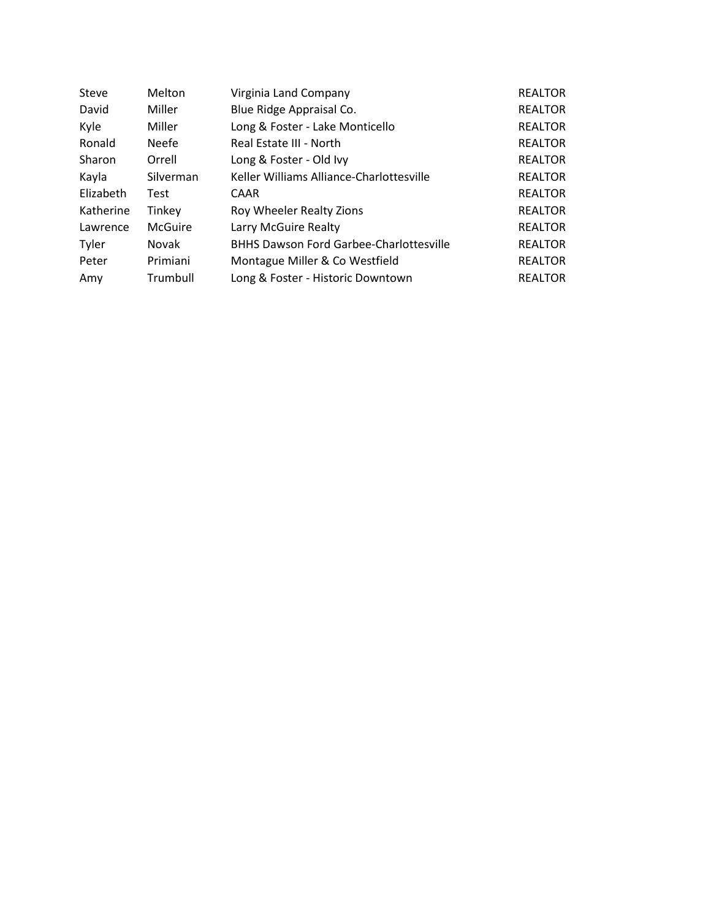| | | | |
|---|---|---|---|
| Steve | Melton | Virginia Land Company | REALTOR |
| David | Miller | Blue Ridge Appraisal Co. | REALTOR |
| Kyle | Miller | Long & Foster - Lake Monticello | REALTOR |
| Ronald | Neefe | Real Estate III - North | REALTOR |
| Sharon | Orrell | Long & Foster - Old Ivy | REALTOR |
| Kayla | Silverman | Keller Williams Alliance-Charlottesville | REALTOR |
| Elizabeth | Test | CAAR | REALTOR |
| Katherine | Tinkey | Roy Wheeler Realty Zions | REALTOR |
| Lawrence | McGuire | Larry McGuire Realty | REALTOR |
| Tyler | Novak | BHHS Dawson Ford Garbee-Charlottesville | REALTOR |
| Peter | Primiani | Montague Miller & Co Westfield | REALTOR |
| Amy | Trumbull | Long & Foster - Historic Downtown | REALTOR |